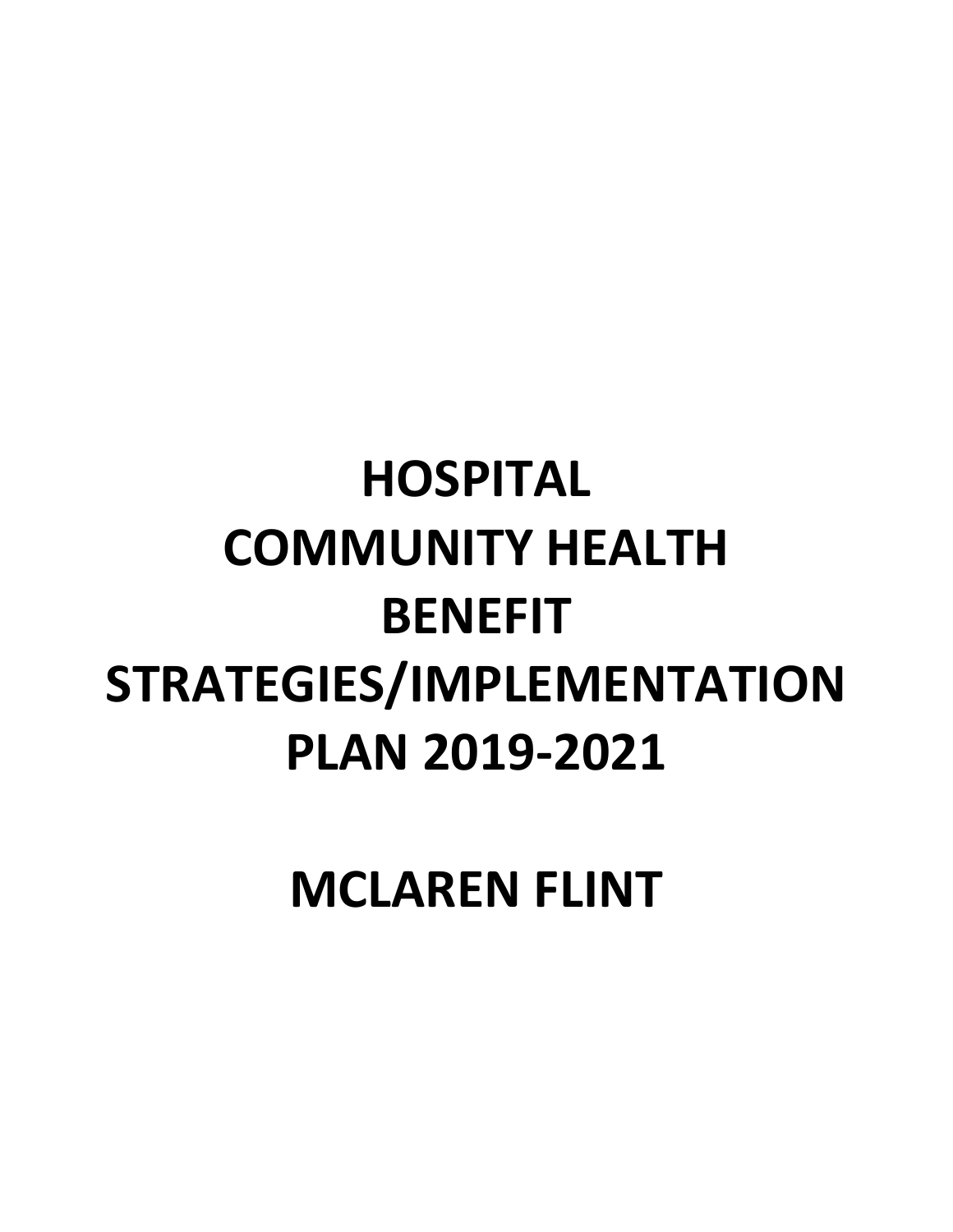# HOSPITAL COMMUNITY HEALTH BENEFIT STRATEGIES/IMPLEMENTATION PLAN 2019-2021

# MCLAREN FLINT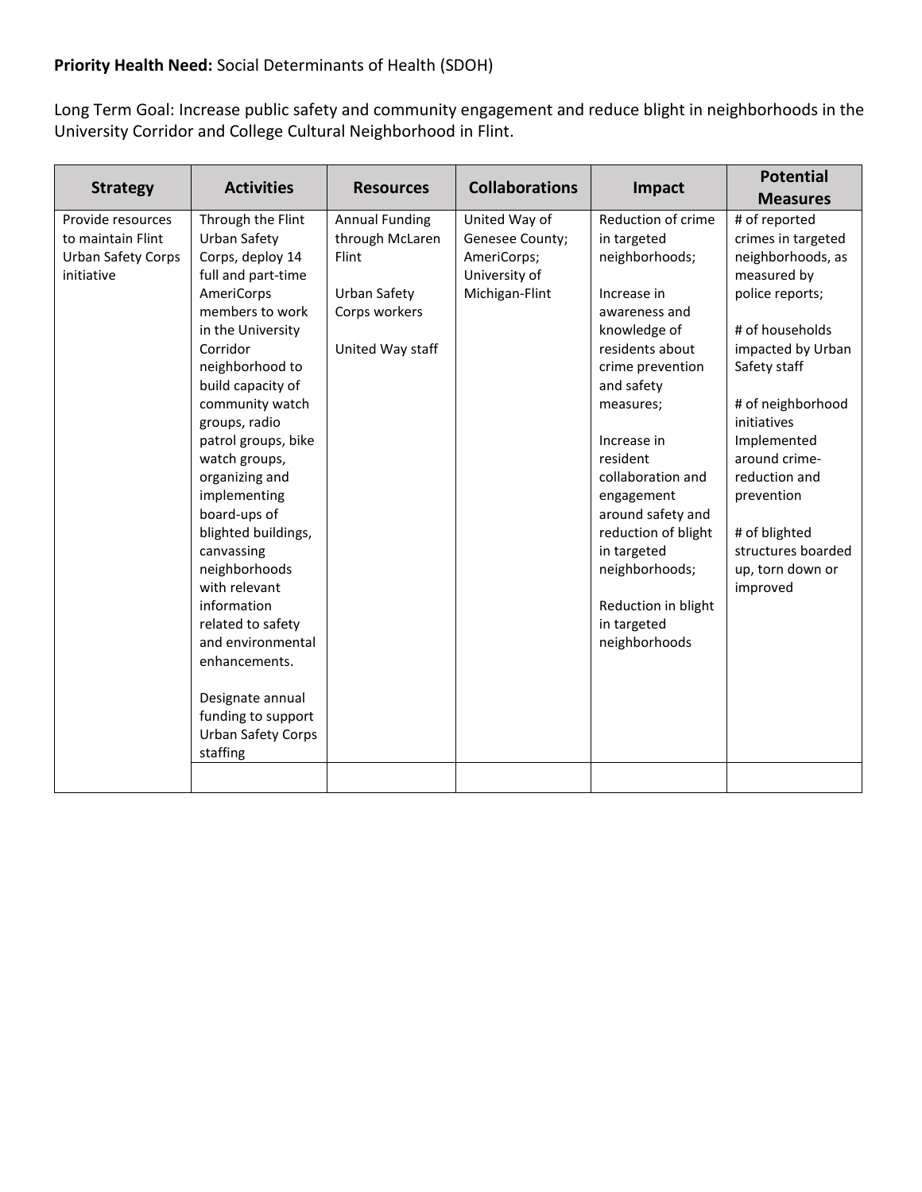**Priority Health Need:** Social Determinants of Health (SDOH)

Long Term Goal: Increase public safety and community engagement and reduce blight in neighborhoods in the University Corridor and College Cultural Neighborhood in Flint.

| Strategy | Activities | Resources | Collaborations | Impact | Potential Measures |
|---|---|---|---|---|---|
| Provide resources to maintain Flint Urban Safety Corps initiative | Through the Flint Urban Safety Corps, deploy 14 full and part-time AmeriCorps members to work in the University Corridor neighborhood to build capacity of community watch groups, radio patrol groups, bike watch groups, organizing and implementing board-ups of blighted buildings, canvassing neighborhoods with relevant information related to safety and environmental enhancements.<br><br>Designate annual funding to support Urban Safety Corps staffing | Annual Funding through McLaren Flint<br><br>Urban Safety Corps workers<br><br>United Way staff | United Way of Genesee County; AmeriCorps; University of Michigan-Flint | Reduction of crime in targeted neighborhoods;<br><br>Increase in awareness and knowledge of residents about crime prevention and safety measures;<br><br>Increase in resident collaboration and engagement around safety and reduction of blight in targeted neighborhoods;<br><br>Reduction in blight in targeted neighborhoods | # of reported crimes in targeted neighborhoods, as measured by police reports;<br><br># of households impacted by Urban Safety staff<br><br># of neighborhood initiatives Implemented around crime-reduction and prevention<br><br># of blighted structures boarded up, torn down or improved |
| | | | | | |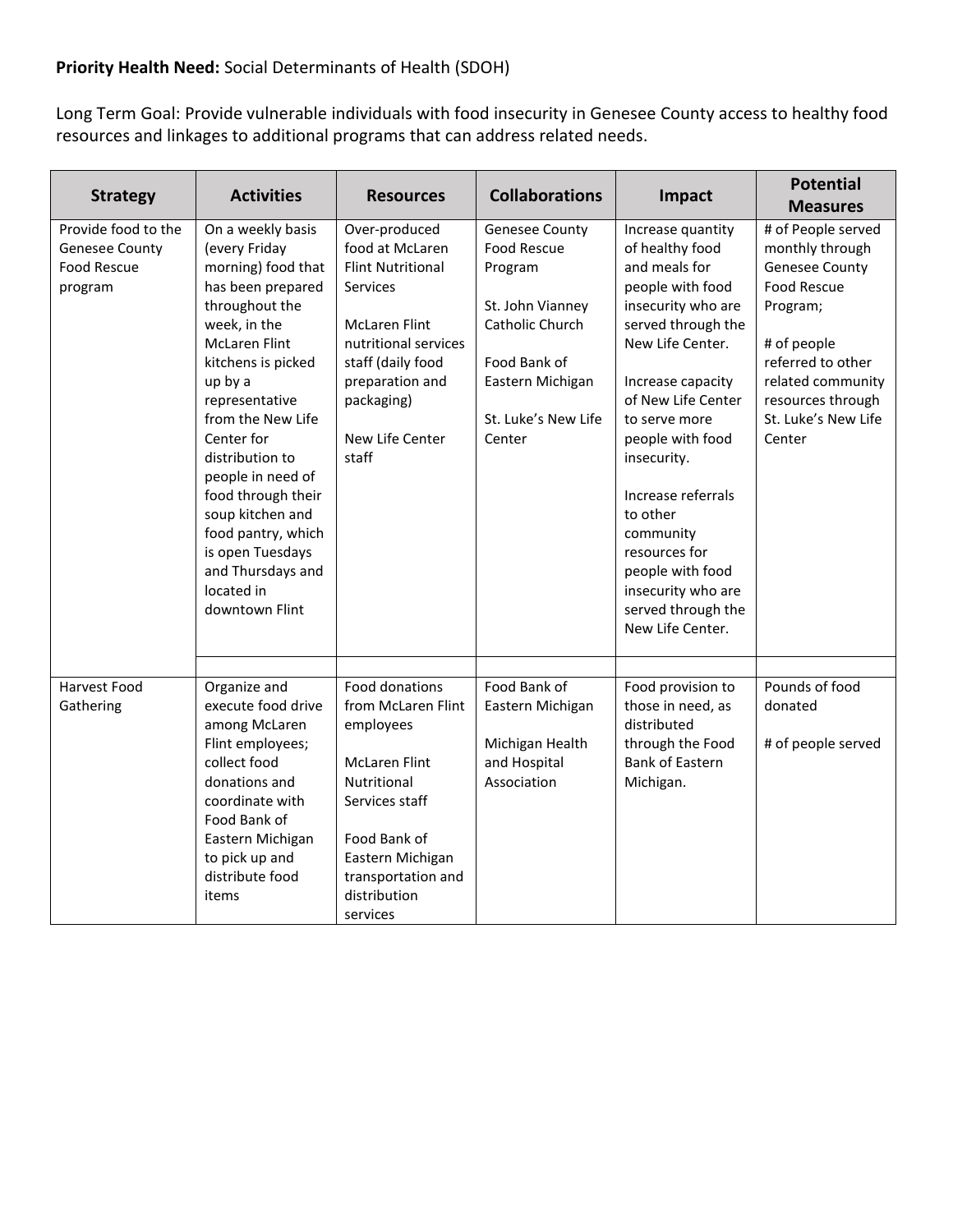**Priority Health Need:** Social Determinants of Health (SDOH)

Long Term Goal: Provide vulnerable individuals with food insecurity in Genesee County access to healthy food resources and linkages to additional programs that can address related needs.

| Strategy | Activities | Resources | Collaborations | Impact | Potential Measures |
|---|---|---|---|---|---|
| Provide food to the Genesee County Food Rescue program | On a weekly basis (every Friday morning) food that has been prepared throughout the week, in the McLaren Flint kitchens is picked up by a representative from the New Life Center for distribution to people in need of food through their soup kitchen and food pantry, which is open Tuesdays and Thursdays and located in downtown Flint | Over-produced food at McLaren Flint Nutritional Services<br><br>McLaren Flint nutritional services staff (daily food preparation and packaging)<br><br>New Life Center staff | Genesee County Food Rescue Program<br><br>St. John Vianney Catholic Church<br><br>Food Bank of Eastern Michigan<br><br>St. Luke's New Life Center | Increase quantity of healthy food and meals for people with food insecurity who are served through the New Life Center.<br><br>Increase capacity of New Life Center to serve more people with food insecurity.<br><br>Increase referrals to other community resources for people with food insecurity who are served through the New Life Center. | # of People served monthly through Genesee County Food Rescue Program;<br><br># of people referred to other related community resources through St. Luke's New Life Center |
| Harvest Food Gathering | Organize and execute food drive among McLaren Flint employees; collect food donations and coordinate with Food Bank of Eastern Michigan to pick up and distribute food items | Food donations from McLaren Flint employees<br><br>McLaren Flint Nutritional Services staff<br><br>Food Bank of Eastern Michigan transportation and distribution services | Food Bank of Eastern Michigan<br><br>Michigan Health and Hospital Association | Food provision to those in need, as distributed through the Food Bank of Eastern Michigan. | Pounds of food donated<br><br># of people served |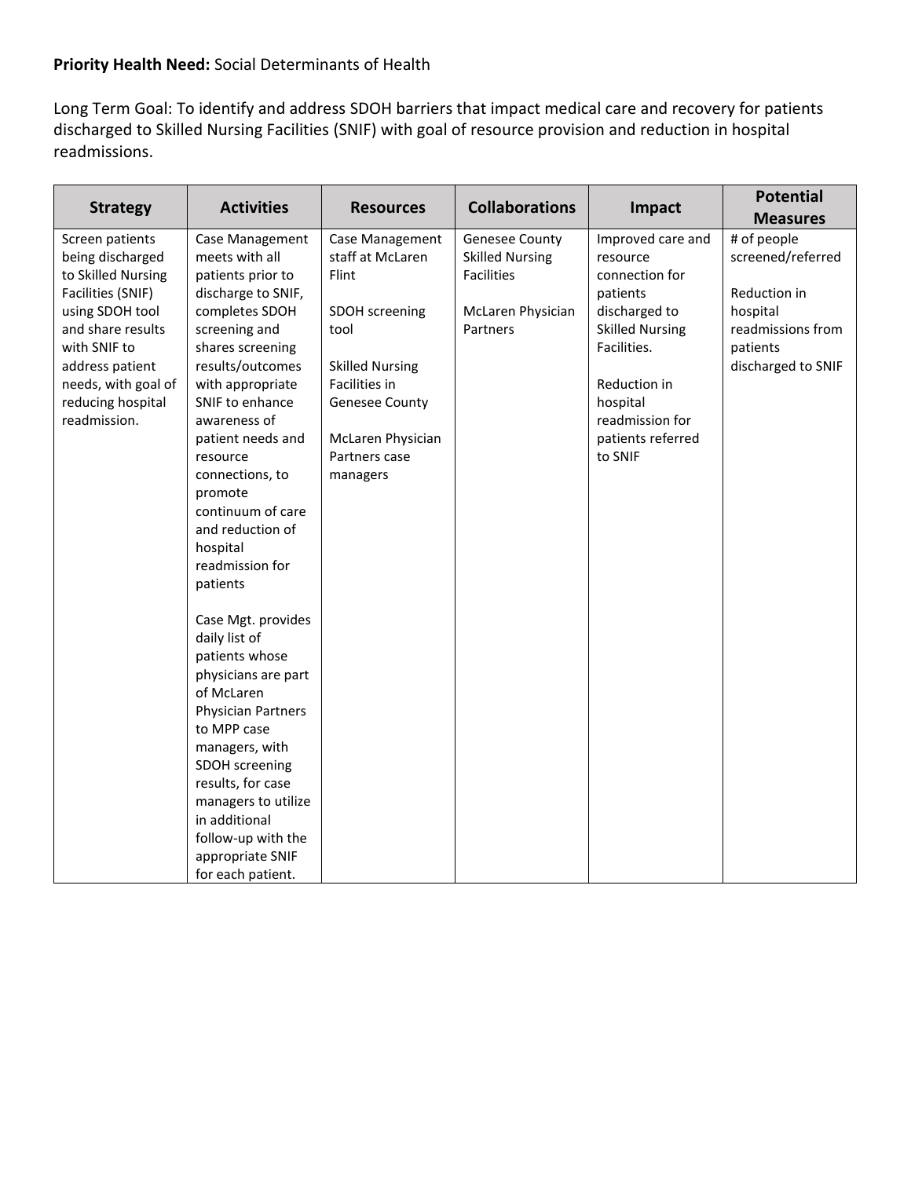**Priority Health Need:** Social Determinants of Health

Long Term Goal: To identify and address SDOH barriers that impact medical care and recovery for patients discharged to Skilled Nursing Facilities (SNIF) with goal of resource provision and reduction in hospital readmissions.

| Strategy | Activities | Resources | Collaborations | Impact | Potential Measures |
|---|---|---|---|---|---|
| Screen patients being discharged to Skilled Nursing Facilities (SNIF) using SDOH tool and share results with SNIF to address patient needs, with goal of reducing hospital readmission. | Case Management meets with all patients prior to discharge to SNIF, completes SDOH screening and shares screening results/outcomes with appropriate SNIF to enhance awareness of patient needs and resource connections, to promote continuum of care and reduction of hospital readmission for patients<br><br>Case Mgt. provides daily list of patients whose physicians are part of McLaren Physician Partners to MPP case managers, with SDOH screening results, for case managers to utilize in additional follow-up with the appropriate SNIF for each patient. | Case Management staff at McLaren Flint<br><br>SDOH screening tool<br><br>Skilled Nursing Facilities in Genesee County<br><br>McLaren Physician Partners case managers | Genesee County Skilled Nursing Facilities<br><br>McLaren Physician Partners | Improved care and resource connection for patients discharged to Skilled Nursing Facilities.<br><br>Reduction in hospital readmission for patients referred to SNIF | # of people screened/referred<br><br>Reduction in hospital readmissions from patients discharged to SNIF |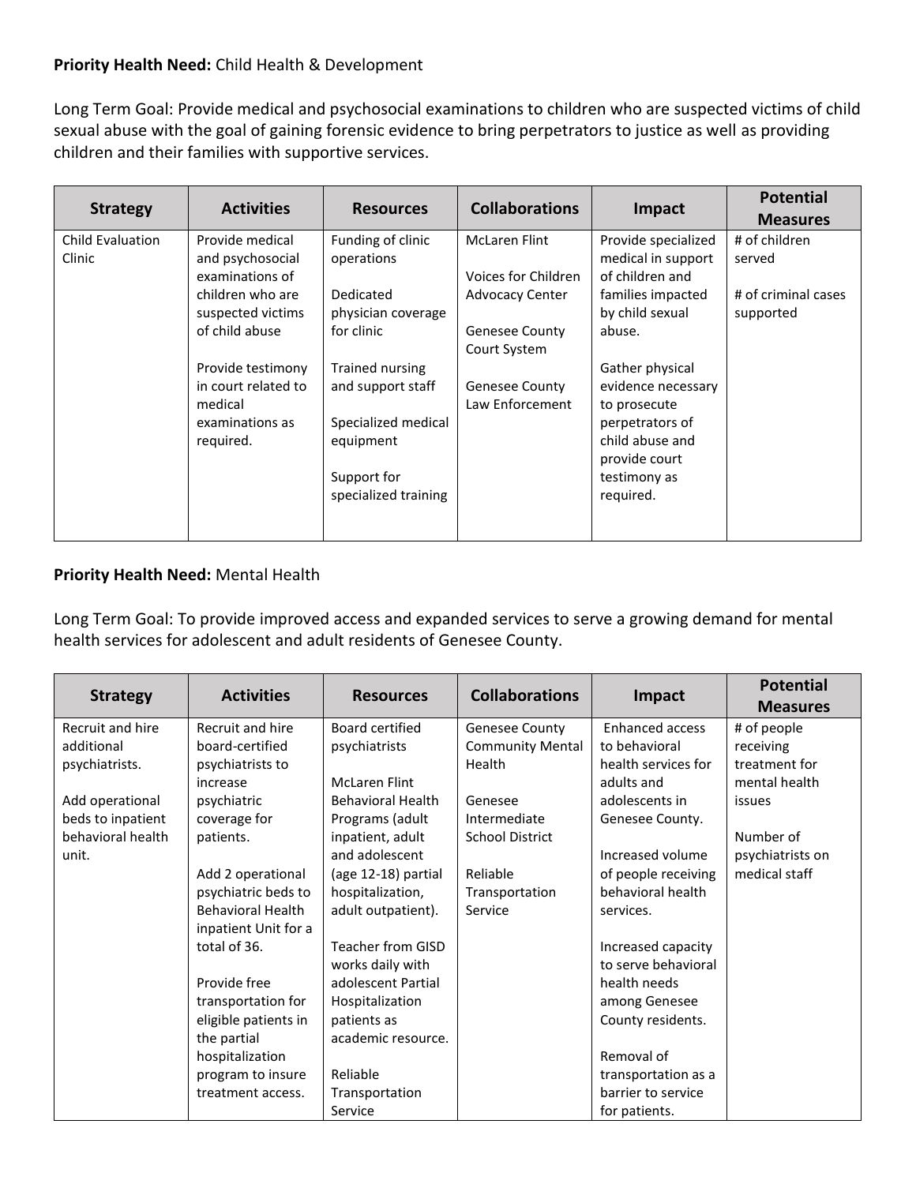**Priority Health Need:** Child Health & Development

Long Term Goal: Provide medical and psychosocial examinations to children who are suspected victims of child sexual abuse with the goal of gaining forensic evidence to bring perpetrators to justice as well as providing children and their families with supportive services.

| Strategy | Activities | Resources | Collaborations | Impact | Potential Measures |
|---|---|---|---|---|---|
| Child Evaluation Clinic | Provide medical and psychosocial examinations of children who are suspected victims of child abuse<br><br>Provide testimony in court related to medical examinations as required. | Funding of clinic operations<br><br>Dedicated physician coverage for clinic<br><br>Trained nursing and support staff<br><br>Specialized medical equipment<br><br>Support for specialized training | McLaren Flint<br><br>Voices for Children Advocacy Center<br><br>Genesee County Court System<br><br>Genesee County Law Enforcement | Provide specialized medical in support of children and families impacted by child sexual abuse.<br><br>Gather physical evidence necessary to prosecute perpetrators of child abuse and provide court testimony as required. | # of children served<br><br># of criminal cases supported |

**Priority Health Need:** Mental Health

Long Term Goal: To provide improved access and expanded services to serve a growing demand for mental health services for adolescent and adult residents of Genesee County.

| Strategy | Activities | Resources | Collaborations | Impact | Potential Measures |
|---|---|---|---|---|---|
| Recruit and hire additional psychiatrists.<br><br>Add operational beds to inpatient behavioral health unit. | Recruit and hire board-certified psychiatrists to increase psychiatric coverage for patients.<br><br>Add 2 operational psychiatric beds to Behavioral Health inpatient Unit for a total of 36.<br><br>Provide free transportation for eligible patients in the partial hospitalization program to insure treatment access. | Board certified psychiatrists<br><br>McLaren Flint Behavioral Health Programs (adult inpatient, adult and adolescent (age 12-18) partial hospitalization, adult outpatient).<br><br>Teacher from GISD works daily with adolescent Partial Hospitalization patients as academic resource.<br><br>Reliable Transportation Service | Genesee County Community Mental Health<br><br>Genesee Intermediate School District<br><br>Reliable Transportation Service | Enhanced access to behavioral health services for adults and adolescents in Genesee County.<br><br>Increased volume of people receiving behavioral health services.<br><br>Increased capacity to serve behavioral health needs among Genesee County residents.<br><br>Removal of transportation as a barrier to service for patients. | # of people receiving treatment for mental health issues<br><br>Number of psychiatrists on medical staff |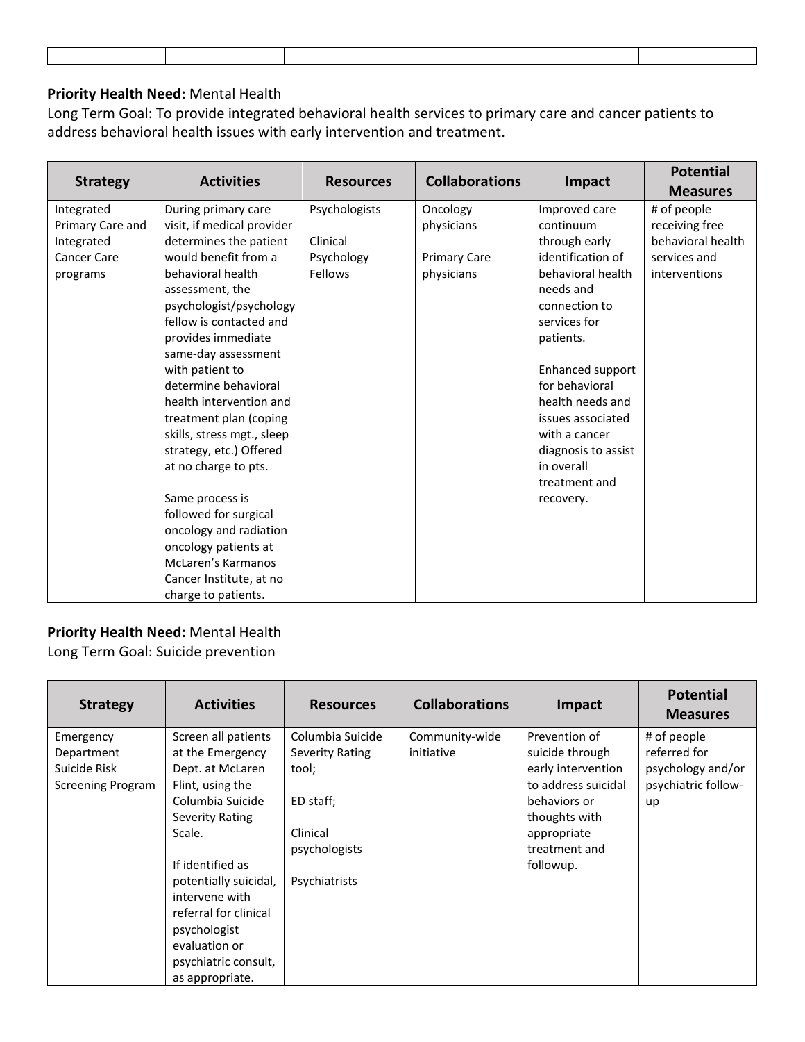| | | | | | |
|---|---|---|---|---|---|
| | | | | | |

**Priority Health Need:** Mental Health
Long Term Goal: To provide integrated behavioral health services to primary care and cancer patients to address behavioral health issues with early intervention and treatment.

| Strategy | Activities | Resources | Collaborations | Impact | Potential Measures |
|---|---|---|---|---|---|
| Integrated Primary Care and Integrated Cancer Care programs | During primary care visit, if medical provider determines the patient would benefit from a behavioral health assessment, the psychologist/psychology fellow is contacted and provides immediate same-day assessment with patient to determine behavioral health intervention and treatment plan (coping skills, stress mgt., sleep strategy, etc.) Offered at no charge to pts.<br><br>Same process is followed for surgical oncology and radiation oncology patients at McLaren's Karmanos Cancer Institute, at no charge to patients. | Psychologists<br><br>Clinical Psychology Fellows | Oncology physicians<br><br>Primary Care physicians | Improved care continuum through early identification of behavioral health needs and connection to services for patients.<br><br>Enhanced support for behavioral health needs and issues associated with a cancer diagnosis to assist in overall treatment and recovery. | # of people receiving free behavioral health services and interventions |

**Priority Health Need:** Mental Health
Long Term Goal: Suicide prevention

| Strategy | Activities | Resources | Collaborations | Impact | Potential Measures |
|---|---|---|---|---|---|
| Emergency Department Suicide Risk Screening Program | Screen all patients at the Emergency Dept. at McLaren Flint, using the Columbia Suicide Severity Rating Scale.<br><br>If identified as potentially suicidal, intervene with referral for clinical psychologist evaluation or psychiatric consult, as appropriate. | Columbia Suicide Severity Rating tool;<br><br>ED staff;<br><br>Clinical psychologists<br><br>Psychiatrists | Community-wide initiative | Prevention of suicide through early intervention to address suicidal behaviors or thoughts with appropriate treatment and followup. | # of people referred for psychology and/or psychiatric follow-up |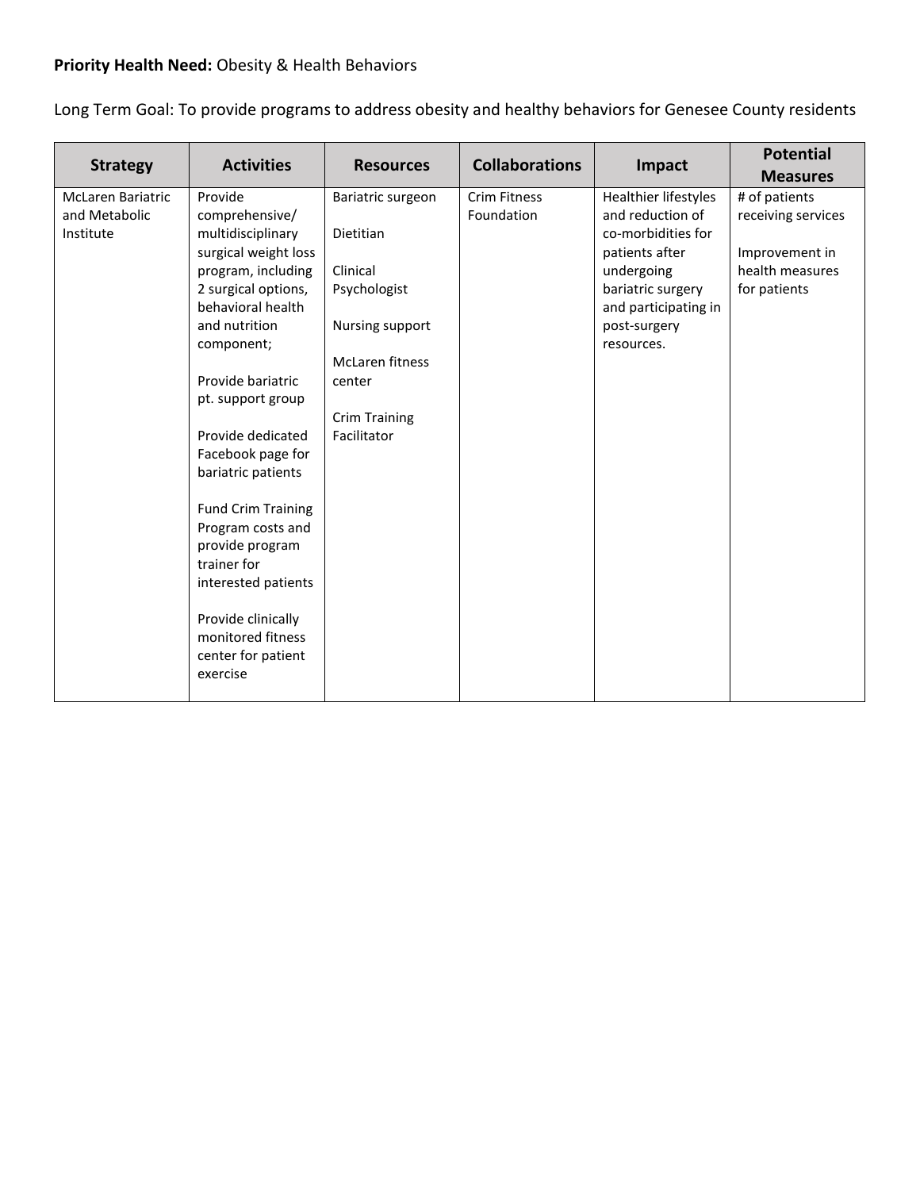**Priority Health Need:** Obesity & Health Behaviors

Long Term Goal: To provide programs to address obesity and healthy behaviors for Genesee County residents

| Strategy | Activities | Resources | Collaborations | Impact | Potential Measures |
|---|---|---|---|---|---|
| McLaren Bariatric and Metabolic Institute | Provide comprehensive/ multidisciplinary surgical weight loss program, including 2 surgical options, behavioral health and nutrition component;<br><br>Provide bariatric pt. support group<br><br>Provide dedicated Facebook page for bariatric patients<br><br>Fund Crim Training Program costs and provide program trainer for interested patients<br><br>Provide clinically monitored fitness center for patient exercise | Bariatric surgeon<br><br>Dietitian<br><br>Clinical Psychologist<br><br>Nursing support<br><br>McLaren fitness center<br><br>Crim Training Facilitator | Crim Fitness Foundation | Healthier lifestyles and reduction of co-morbidities for patients after undergoing bariatric surgery and participating in post-surgery resources. | # of patients receiving services<br><br>Improvement in health measures for patients |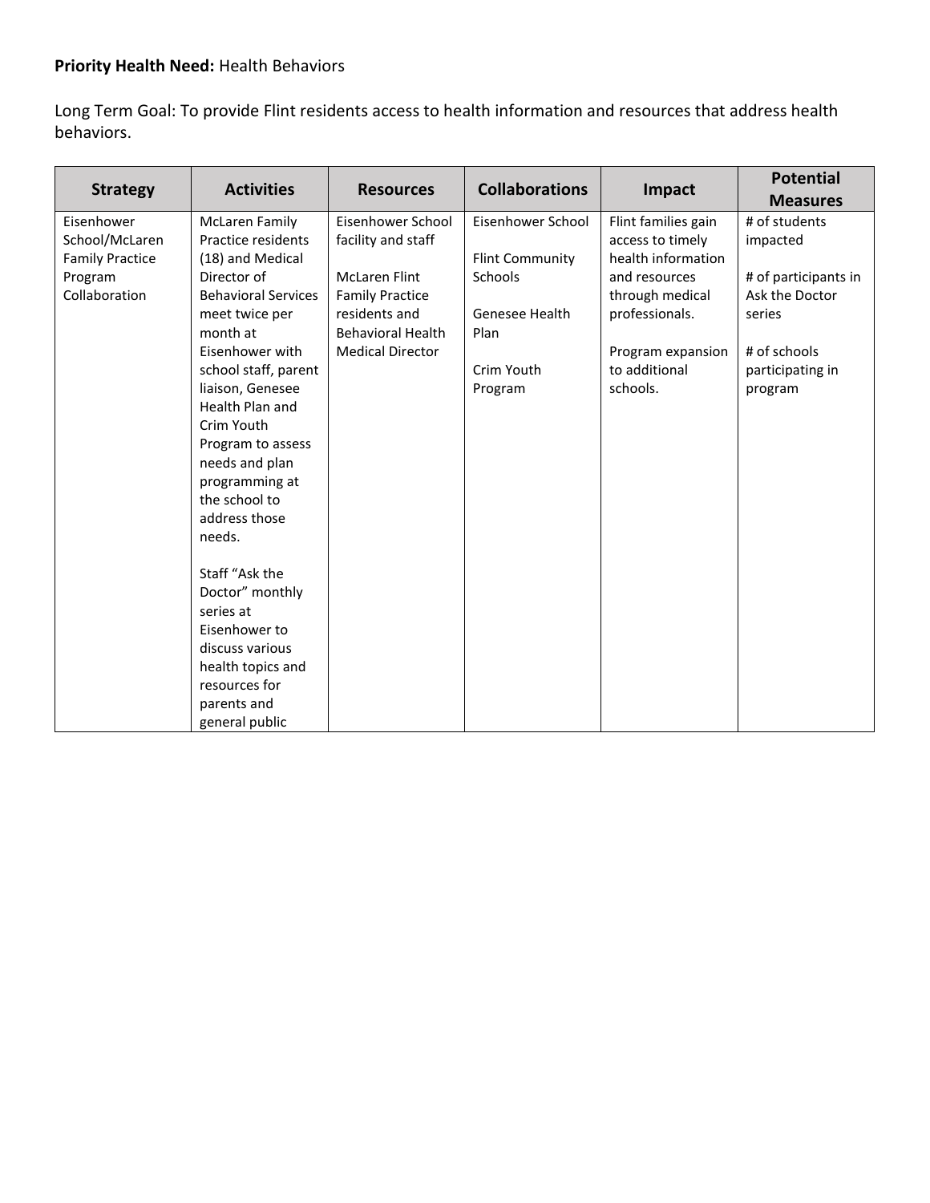**Priority Health Need:** Health Behaviors

Long Term Goal: To provide Flint residents access to health information and resources that address health behaviors.

| Strategy | Activities | Resources | Collaborations | Impact | Potential Measures |
|---|---|---|---|---|---|
| Eisenhower School/McLaren Family Practice Program Collaboration | McLaren Family Practice residents (18) and Medical Director of Behavioral Services meet twice per month at Eisenhower with school staff, parent liaison, Genesee Health Plan and Crim Youth Program to assess needs and plan programming at the school to address those needs.<br><br>Staff "Ask the Doctor" monthly series at Eisenhower to discuss various health topics and resources for parents and general public | Eisenhower School facility and staff<br><br>McLaren Flint Family Practice residents and Behavioral Health Medical Director | Eisenhower School<br><br>Flint Community Schools<br><br>Genesee Health Plan<br><br>Crim Youth Program | Flint families gain access to timely health information and resources through medical professionals.<br><br>Program expansion to additional schools. | # of students impacted<br><br># of participants in Ask the Doctor series<br><br># of schools participating in program |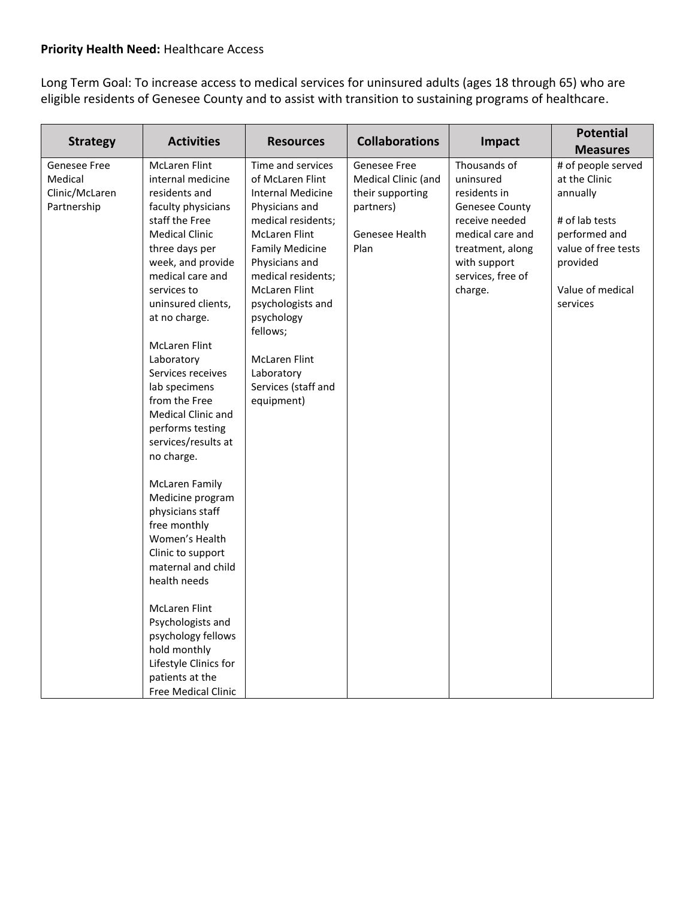**Priority Health Need:** Healthcare Access

Long Term Goal: To increase access to medical services for uninsured adults (ages 18 through 65) who are eligible residents of Genesee County and to assist with transition to sustaining programs of healthcare.

| Strategy | Activities | Resources | Collaborations | Impact | Potential Measures |
|---|---|---|---|---|---|
| Genesee Free Medical Clinic/McLaren Partnership | McLaren Flint internal medicine residents and faculty physicians staff the Free Medical Clinic three days per week, and provide medical care and services to uninsured clients, at no charge.<br><br>McLaren Flint Laboratory Services receives lab specimens from the Free Medical Clinic and performs testing services/results at no charge.<br><br>McLaren Family Medicine program physicians staff free monthly Women's Health Clinic to support maternal and child health needs<br><br>McLaren Flint Psychologists and psychology fellows hold monthly Lifestyle Clinics for patients at the Free Medical Clinic | Time and services of McLaren Flint Internal Medicine Physicians and medical residents; McLaren Flint Family Medicine Physicians and medical residents; McLaren Flint psychologists and psychology fellows;<br><br>McLaren Flint Laboratory Services (staff and equipment) | Genesee Free Medical Clinic (and their supporting partners)<br><br>Genesee Health Plan | Thousands of uninsured residents in Genesee County receive needed medical care and treatment, along with support services, free of charge. | # of people served at the Clinic annually<br><br># of lab tests performed and value of free tests provided<br><br>Value of medical services |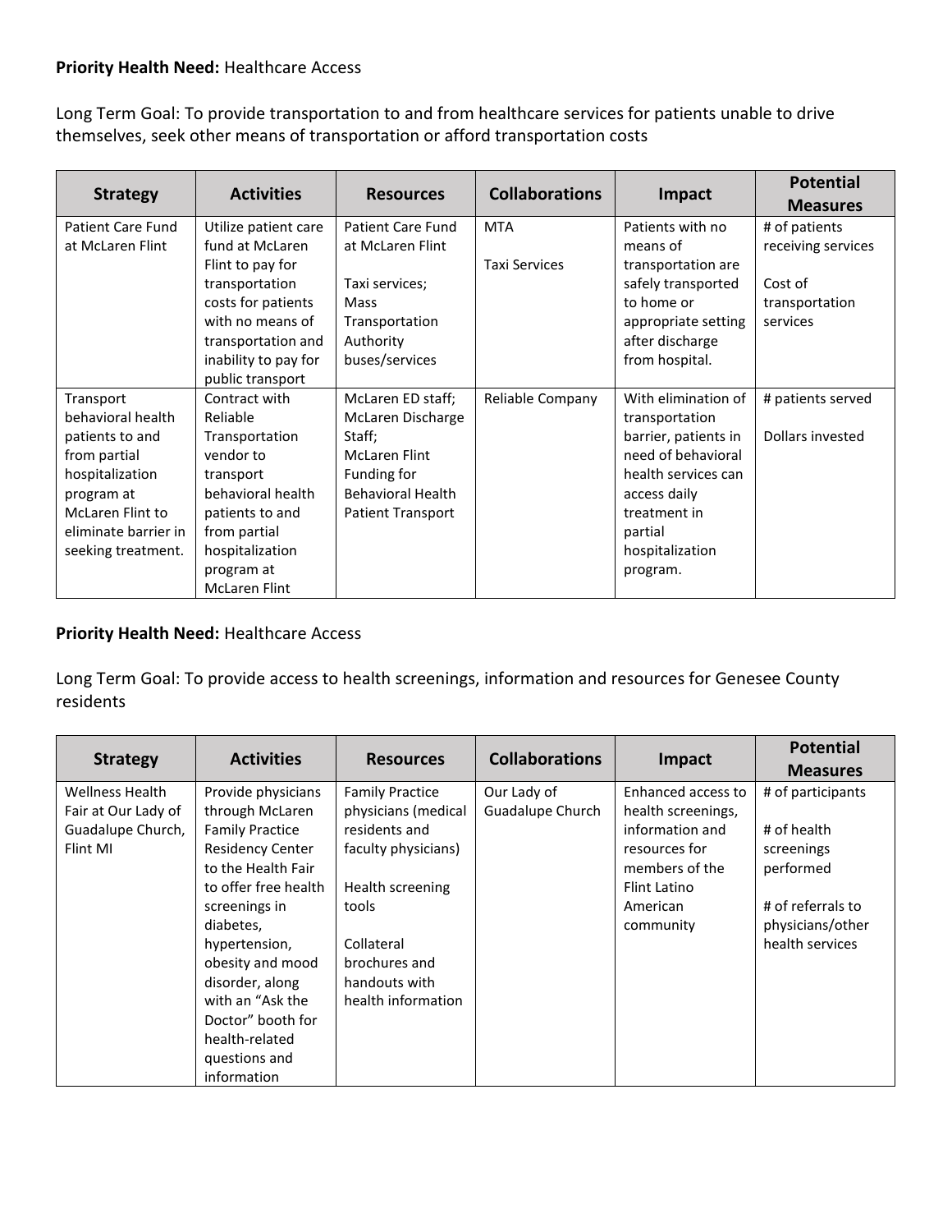**Priority Health Need:** Healthcare Access

Long Term Goal: To provide transportation to and from healthcare services for patients unable to drive themselves, seek other means of transportation or afford transportation costs

| Strategy | Activities | Resources | Collaborations | Impact | Potential Measures |
|---|---|---|---|---|---|
| Patient Care Fund at McLaren Flint | Utilize patient care fund at McLaren Flint to pay for transportation costs for patients with no means of transportation and inability to pay for public transport | Patient Care Fund at McLaren Flint<br><br>Taxi services; Mass Transportation Authority buses/services | MTA<br><br>Taxi Services | Patients with no means of transportation are safely transported to home or appropriate setting after discharge from hospital. | # of patients receiving services<br><br>Cost of transportation services |
| Transport behavioral health patients to and from partial hospitalization program at McLaren Flint to eliminate barrier in seeking treatment. | Contract with Reliable Transportation vendor to transport behavioral health patients to and from partial hospitalization program at McLaren Flint | McLaren ED staff; McLaren Discharge Staff; McLaren Flint Funding for Behavioral Health Patient Transport | Reliable Company | With elimination of transportation barrier, patients in need of behavioral health services can access daily treatment in partial hospitalization program. | # patients served<br><br>Dollars invested |

**Priority Health Need:** Healthcare Access

Long Term Goal: To provide access to health screenings, information and resources for Genesee County residents

| Strategy | Activities | Resources | Collaborations | Impact | Potential Measures |
|---|---|---|---|---|---|
| Wellness Health Fair at Our Lady of Guadalupe Church, Flint MI | Provide physicians through McLaren Family Practice Residency Center to the Health Fair to offer free health screenings in diabetes, hypertension, obesity and mood disorder, along with an "Ask the Doctor" booth for health-related questions and information | Family Practice physicians (medical residents and faculty physicians)<br><br>Health screening tools<br><br>Collateral brochures and handouts with health information | Our Lady of Guadalupe Church | Enhanced access to health screenings, information and resources for members of the Flint Latino American community | # of participants<br><br># of health screenings performed<br><br># of referrals to physicians/other health services |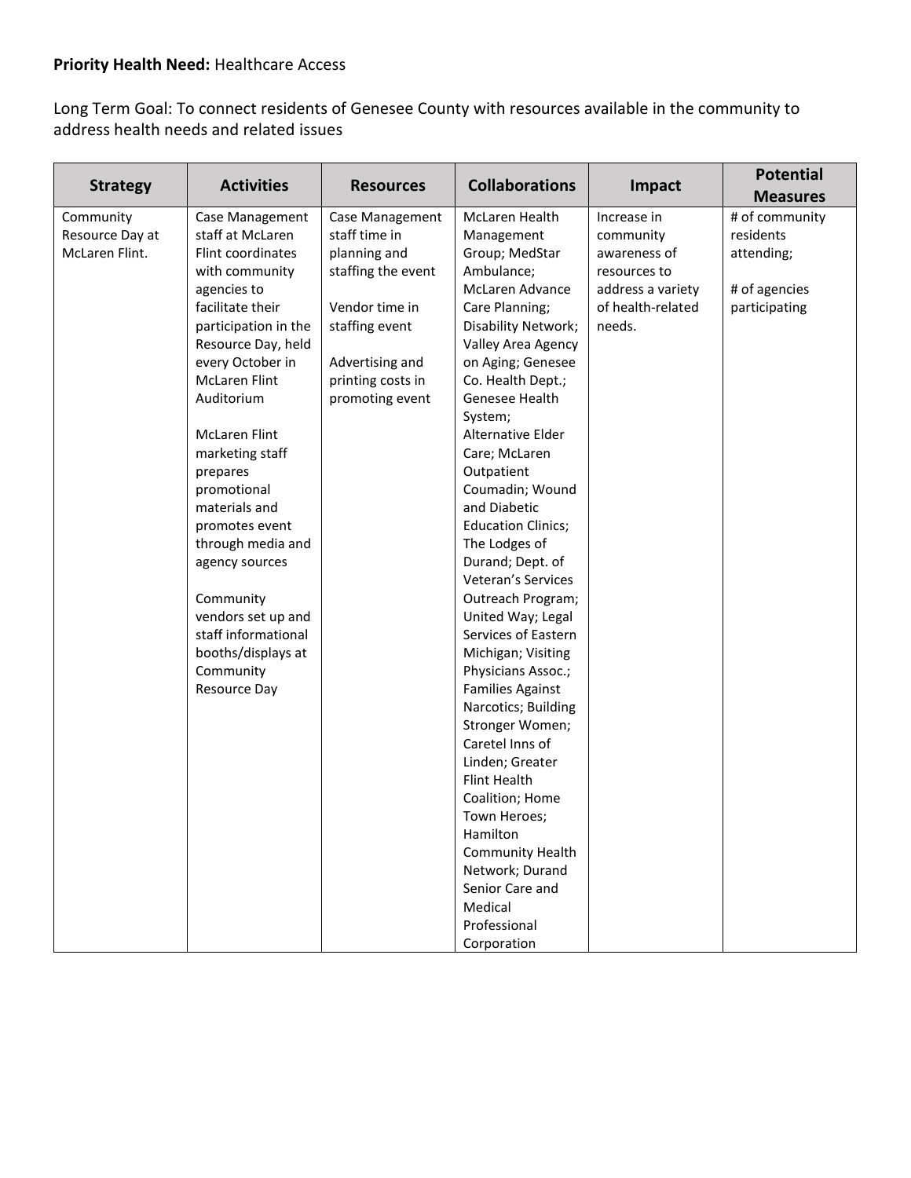**Priority Health Need:** Healthcare Access

Long Term Goal: To connect residents of Genesee County with resources available in the community to address health needs and related issues

| Strategy | Activities | Resources | Collaborations | Impact | Potential Measures |
|---|---|---|---|---|---|
| Community Resource Day at McLaren Flint. | Case Management staff at McLaren Flint coordinates with community agencies to facilitate their participation in the Resource Day, held every October in McLaren Flint Auditorium<br><br>McLaren Flint marketing staff prepares promotional materials and promotes event through media and agency sources<br><br>Community vendors set up and staff informational booths/displays at Community Resource Day | Case Management staff time in planning and staffing the event<br><br>Vendor time in staffing event<br><br>Advertising and printing costs in promoting event | McLaren Health Management Group; MedStar Ambulance; McLaren Advance Care Planning; Disability Network; Valley Area Agency on Aging; Genesee Co. Health Dept.; Genesee Health System; Alternative Elder Care; McLaren Outpatient Coumadin; Wound and Diabetic Education Clinics; The Lodges of Durand; Dept. of Veteran's Services Outreach Program; United Way; Legal Services of Eastern Michigan; Visiting Physicians Assoc.; Families Against Narcotics; Building Stronger Women; Caretel Inns of Linden; Greater Flint Health Coalition; Home Town Heroes; Hamilton Community Health Network; Durand Senior Care and Medical Professional Corporation | Increase in community awareness of resources to address a variety of health-related needs. | # of community residents attending;<br><br># of agencies participating |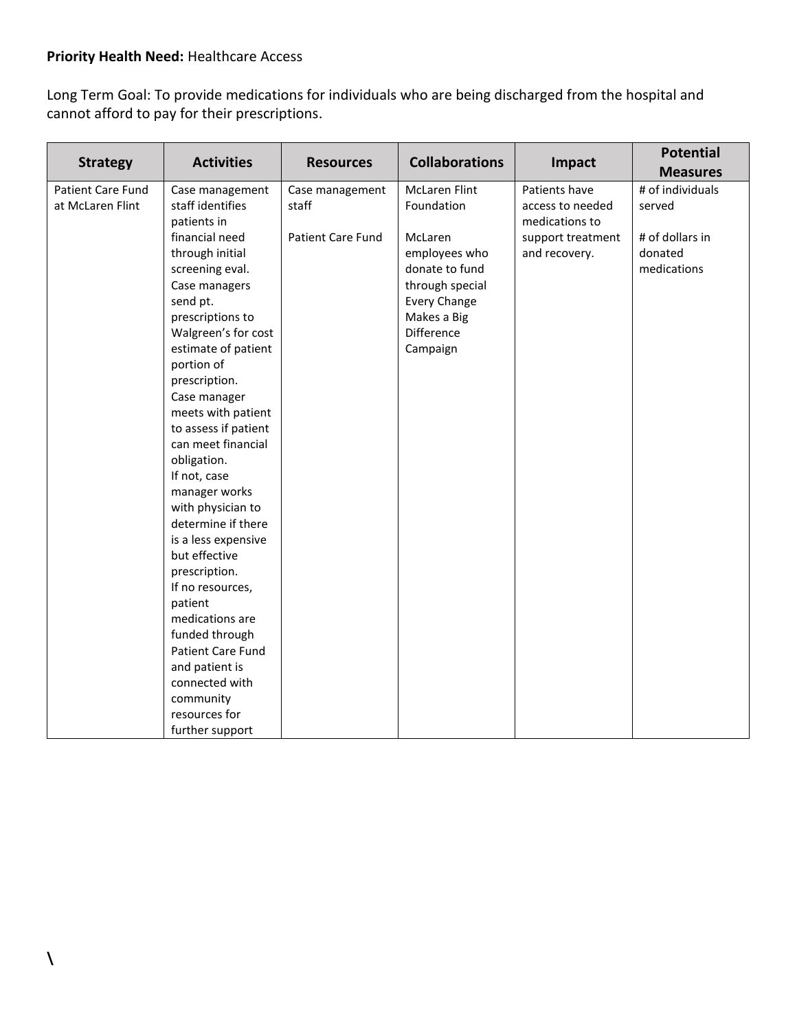**Priority Health Need:** Healthcare Access

Long Term Goal: To provide medications for individuals who are being discharged from the hospital and cannot afford to pay for their prescriptions.

| Strategy | Activities | Resources | Collaborations | Impact | Potential Measures |
|---|---|---|---|---|---|
| Patient Care Fund at McLaren Flint | Case management staff identifies patients in financial need through initial screening eval. Case managers send pt. prescriptions to Walgreen's for cost estimate of patient portion of prescription. Case manager meets with patient to assess if patient can meet financial obligation. If not, case manager works with physician to determine if there is a less expensive but effective prescription. If no resources, patient medications are funded through Patient Care Fund and patient is connected with community resources for further support | Case management staff<br><br>Patient Care Fund | McLaren Flint Foundation<br><br>McLaren employees who donate to fund through special Every Change Makes a Big Difference Campaign | Patients have access to needed medications to support treatment and recovery. | # of individuals served<br><br># of dollars in donated medications |

\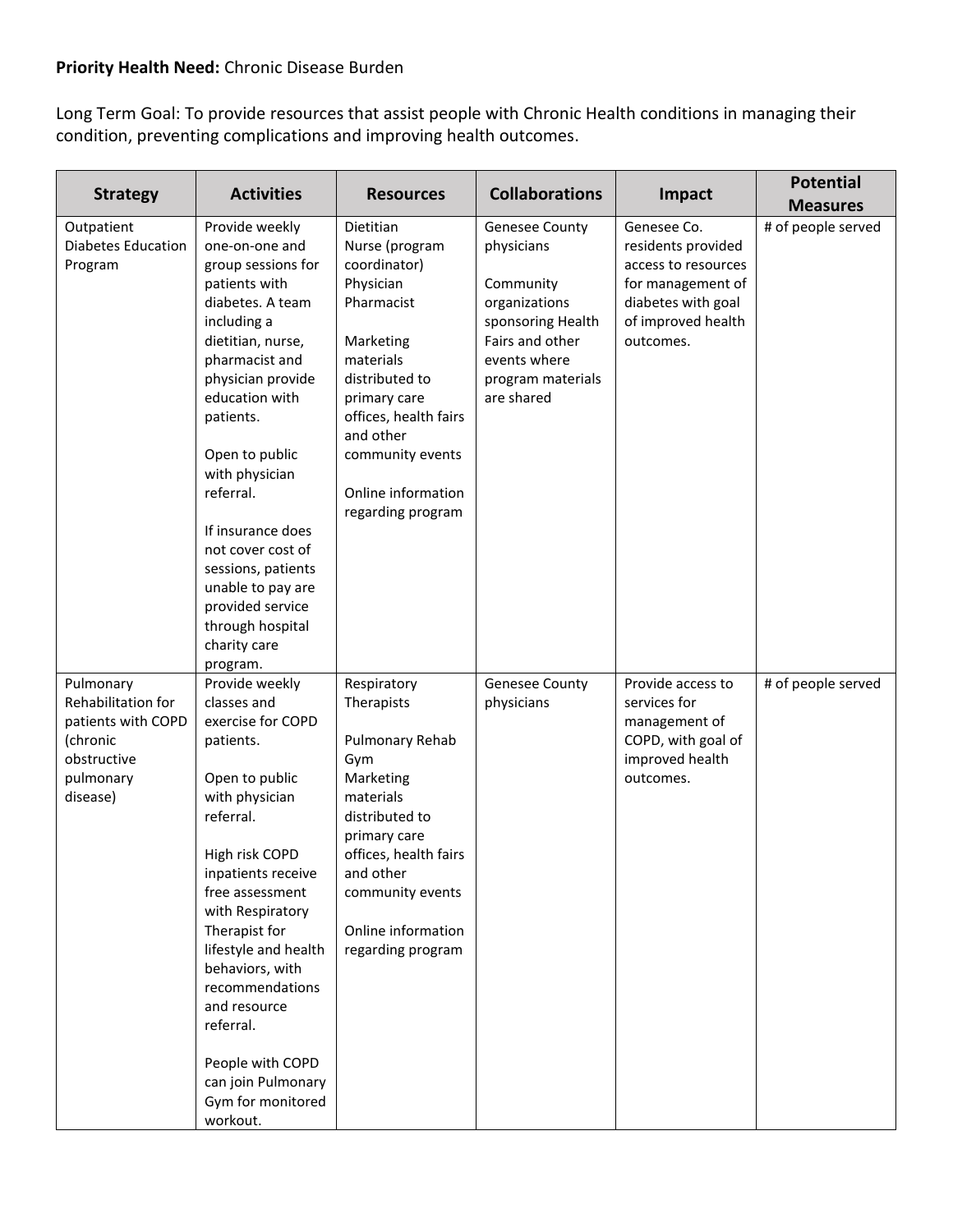**Priority Health Need:** Chronic Disease Burden

Long Term Goal: To provide resources that assist people with Chronic Health conditions in managing their condition, preventing complications and improving health outcomes.

| Strategy | Activities | Resources | Collaborations | Impact | Potential Measures |
|---|---|---|---|---|---|
| Outpatient Diabetes Education Program | Provide weekly one-on-one and group sessions for patients with diabetes. A team including a dietitian, nurse, pharmacist and physician provide education with patients.<br><br>Open to public with physician referral.<br><br>If insurance does not cover cost of sessions, patients unable to pay are provided service through hospital charity care program. | Dietitian<br>Nurse (program coordinator)<br>Physician<br>Pharmacist<br><br>Marketing materials distributed to primary care offices, health fairs and other community events<br><br>Online information regarding program | Genesee County physicians<br><br>Community organizations sponsoring Health Fairs and other events where program materials are shared | Genesee Co. residents provided access to resources for management of diabetes with goal of improved health outcomes. | # of people served |
| Pulmonary Rehabilitation for patients with COPD (chronic obstructive pulmonary disease) | Provide weekly classes and exercise for COPD patients.<br><br>Open to public with physician referral.<br><br>High risk COPD inpatients receive free assessment with Respiratory Therapist for lifestyle and health behaviors, with recommendations and resource referral.<br><br>People with COPD can join Pulmonary Gym for monitored workout. | Respiratory Therapists<br><br>Pulmonary Rehab Gym<br>Marketing materials distributed to primary care offices, health fairs and other community events<br><br>Online information regarding program | Genesee County physicians | Provide access to services for management of COPD, with goal of improved health outcomes. | # of people served |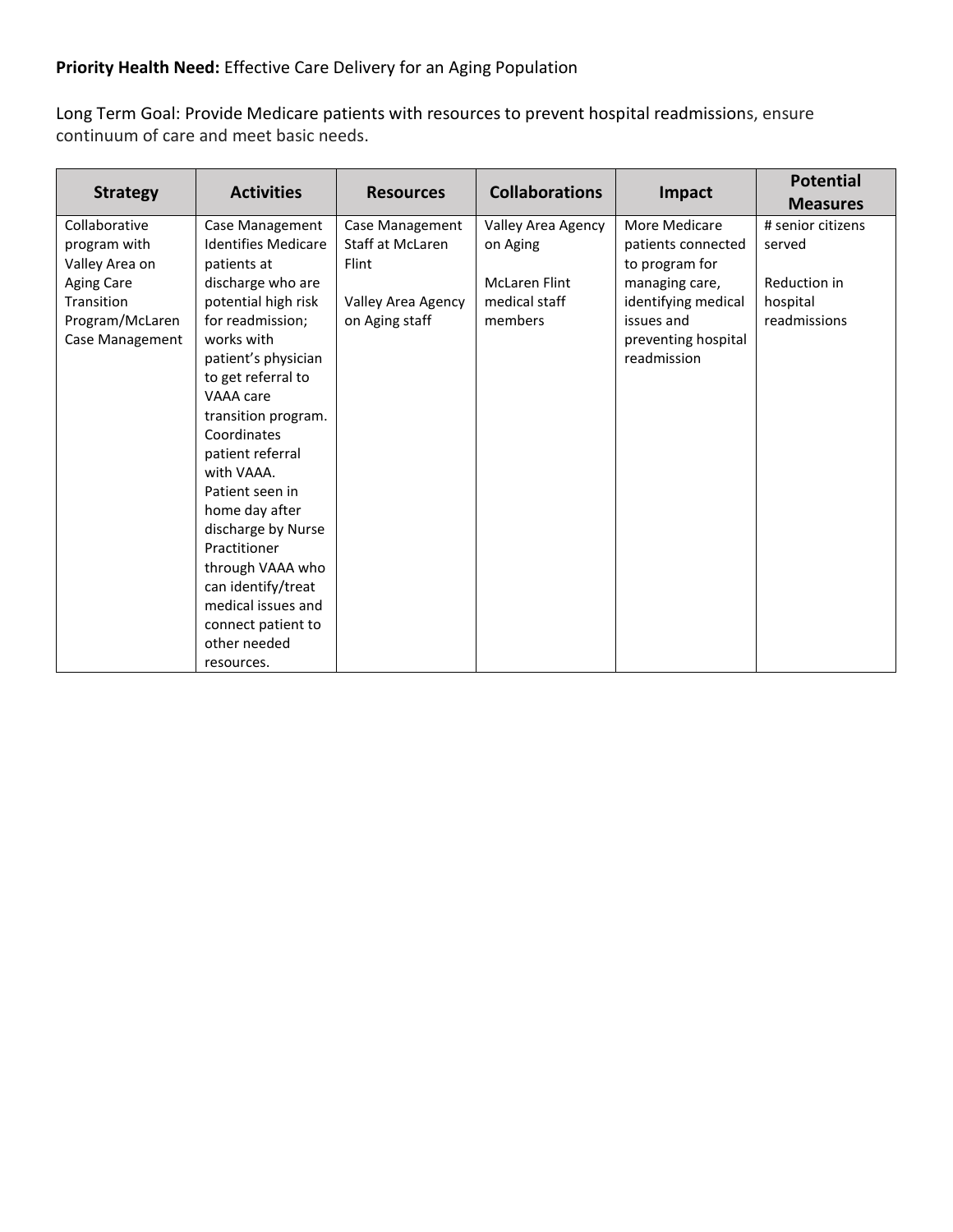**Priority Health Need:** Effective Care Delivery for an Aging Population

Long Term Goal: Provide Medicare patients with resources to prevent hospital readmissions, ensure continuum of care and meet basic needs.

| Strategy | Activities | Resources | Collaborations | Impact | Potential Measures |
|---|---|---|---|---|---|
| Collaborative program with Valley Area on Aging Care Transition Program/McLaren Case Management | Case Management Identifies Medicare patients at discharge who are potential high risk for readmission; works with patient's physician to get referral to VAAA care transition program. Coordinates patient referral with VAAA. Patient seen in home day after discharge by Nurse Practitioner through VAAA who can identify/treat medical issues and connect patient to other needed resources. | Case Management Staff at McLaren Flint<br><br>Valley Area Agency on Aging staff | Valley Area Agency on Aging<br><br>McLaren Flint medical staff members | More Medicare patients connected to program for managing care, identifying medical issues and preventing hospital readmission | # senior citizens served<br><br>Reduction in hospital readmissions |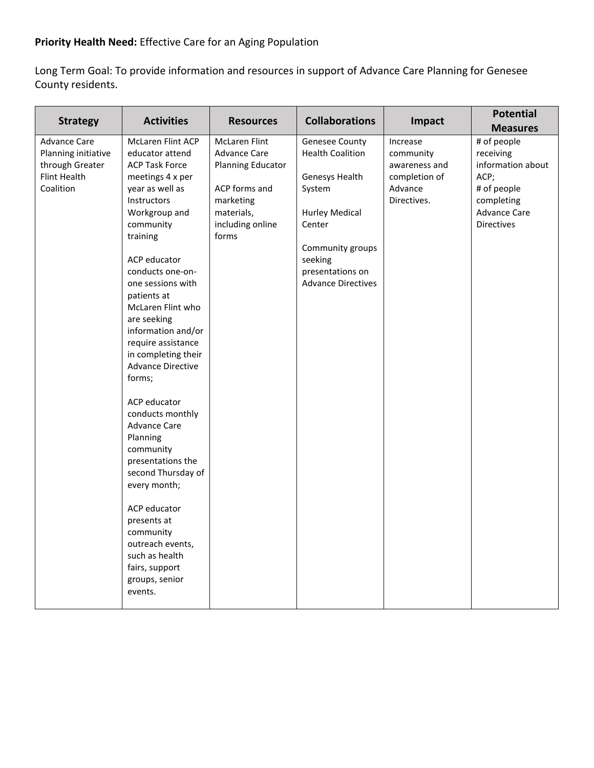**Priority Health Need:** Effective Care for an Aging Population

Long Term Goal: To provide information and resources in support of Advance Care Planning for Genesee County residents.

| Strategy | Activities | Resources | Collaborations | Impact | Potential Measures |
|---|---|---|---|---|---|
| Advance Care Planning initiative through Greater Flint Health Coalition | McLaren Flint ACP educator attend ACP Task Force meetings 4 x per year as well as Instructors Workgroup and community training<br><br>ACP educator conducts one-on-one sessions with patients at McLaren Flint who are seeking information and/or require assistance in completing their Advance Directive forms;<br><br>ACP educator conducts monthly Advance Care Planning community presentations the second Thursday of every month;<br><br>ACP educator presents at community outreach events, such as health fairs, support groups, senior events. | McLaren Flint Advance Care Planning Educator<br><br>ACP forms and marketing materials, including online forms | Genesee County Health Coalition<br><br>Genesys Health System<br><br>Hurley Medical Center<br><br>Community groups seeking presentations on Advance Directives | Increase community awareness and completion of Advance Directives. | # of people receiving information about ACP;<br># of people completing Advance Care Directives |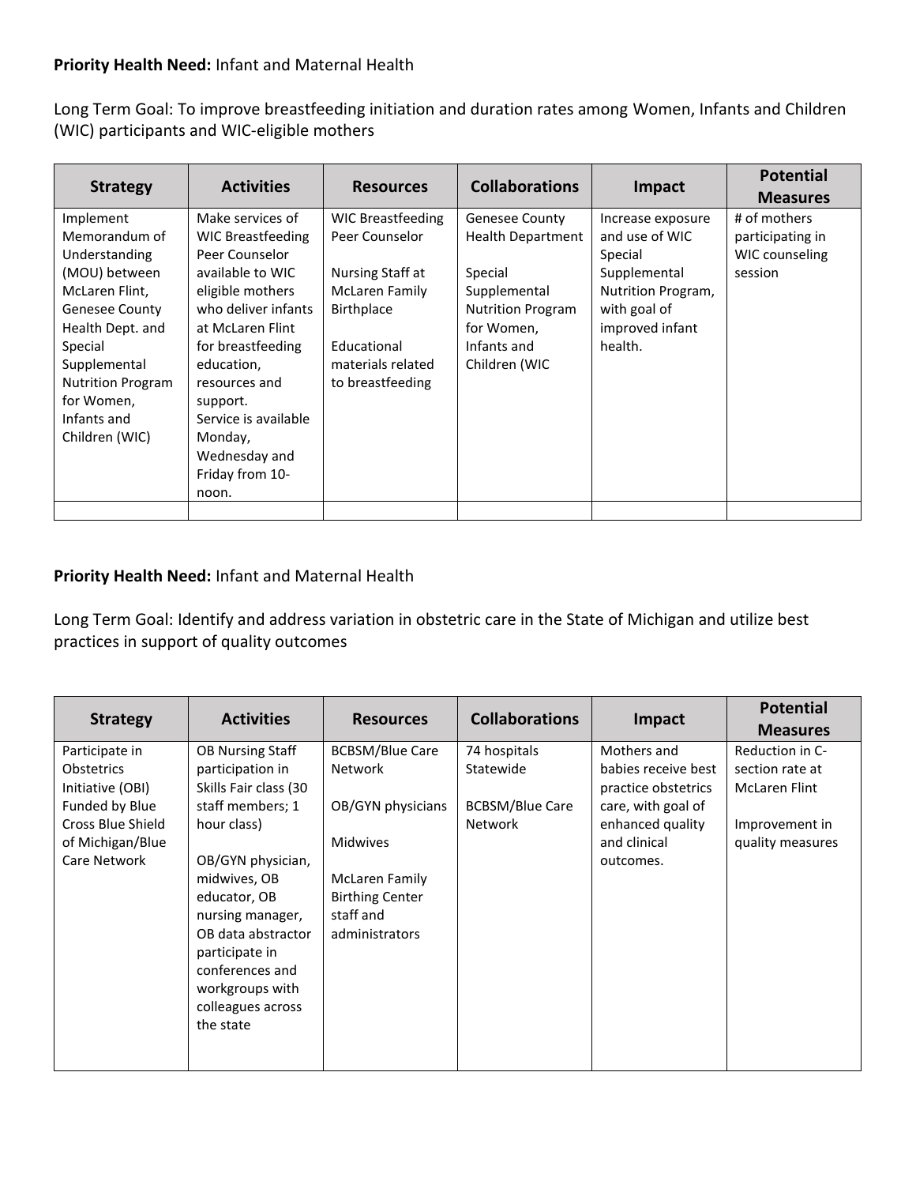**Priority Health Need:** Infant and Maternal Health

Long Term Goal: To improve breastfeeding initiation and duration rates among Women, Infants and Children (WIC) participants and WIC-eligible mothers

| Strategy | Activities | Resources | Collaborations | Impact | Potential Measures |
|---|---|---|---|---|---|
| Implement Memorandum of Understanding (MOU) between McLaren Flint, Genesee County Health Dept. and Special Supplemental Nutrition Program for Women, Infants and Children (WIC) | Make services of WIC Breastfeeding Peer Counselor available to WIC eligible mothers who deliver infants at McLaren Flint for breastfeeding education, resources and support. Service is available Monday, Wednesday and Friday from 10-noon. | WIC Breastfeeding Peer Counselor<br><br>Nursing Staff at McLaren Family Birthplace<br><br>Educational materials related to breastfeeding | Genesee County Health Department<br><br>Special Supplemental Nutrition Program for Women, Infants and Children (WIC | Increase exposure and use of WIC Special Supplemental Nutrition Program, with goal of improved infant health. | # of mothers participating in WIC counseling session |
| | | | | | |

**Priority Health Need:** Infant and Maternal Health

Long Term Goal: Identify and address variation in obstetric care in the State of Michigan and utilize best practices in support of quality outcomes

| Strategy | Activities | Resources | Collaborations | Impact | Potential Measures |
|---|---|---|---|---|---|
| Participate in Obstetrics Initiative (OBI) Funded by Blue Cross Blue Shield of Michigan/Blue Care Network | OB Nursing Staff participation in Skills Fair class (30 staff members; 1 hour class)<br><br>OB/GYN physician, midwives, OB educator, OB nursing manager, OB data abstractor participate in conferences and workgroups with colleagues across the state | BCBSM/Blue Care Network<br><br>OB/GYN physicians<br><br>Midwives<br><br>McLaren Family Birthing Center staff and administrators | 74 hospitals Statewide<br><br>BCBSM/Blue Care Network | Mothers and babies receive best practice obstetrics care, with goal of enhanced quality and clinical outcomes. | Reduction in C-section rate at McLaren Flint<br><br>Improvement in quality measures |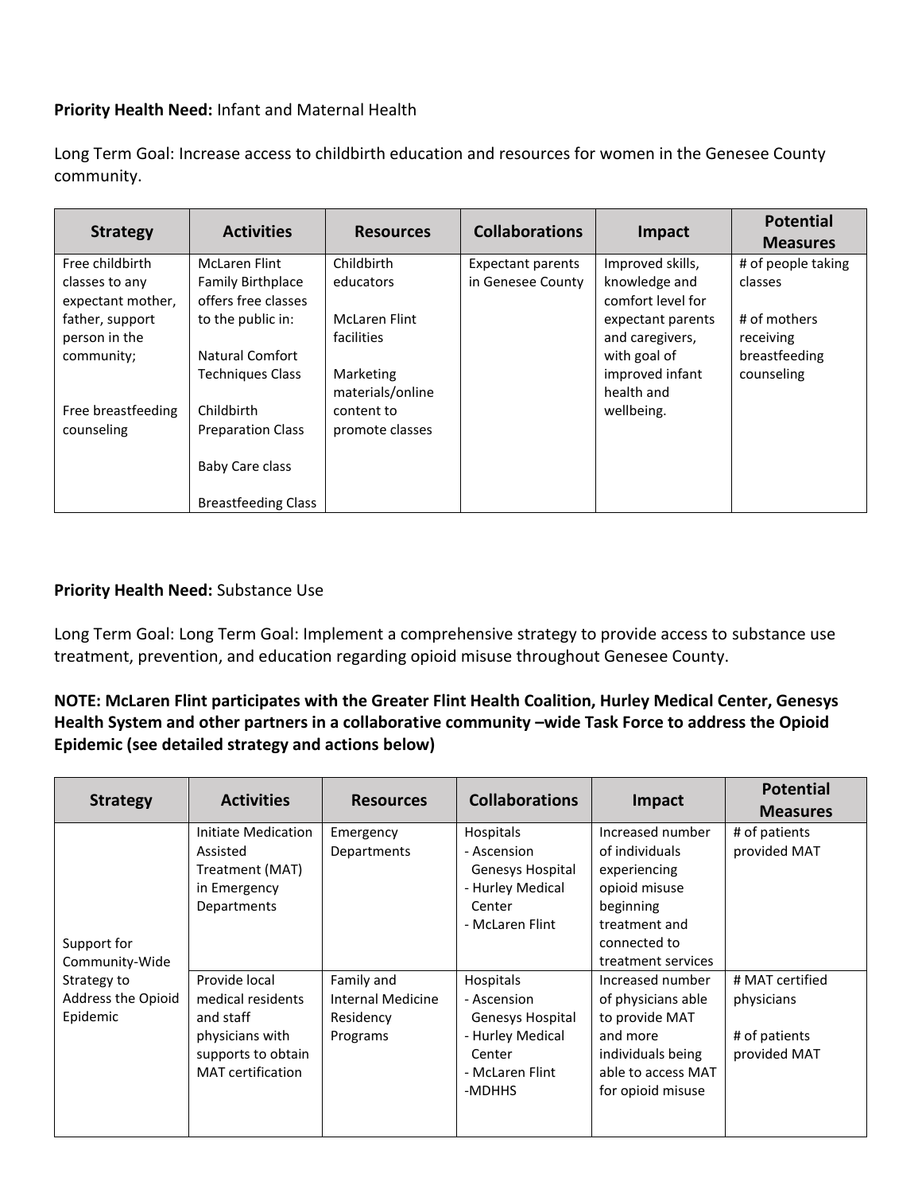**Priority Health Need:** Infant and Maternal Health

Long Term Goal: Increase access to childbirth education and resources for women in the Genesee County community.

| Strategy | Activities | Resources | Collaborations | Impact | Potential Measures |
|---|---|---|---|---|---|
| Free childbirth classes to any expectant mother, father, support person in the community;<br><br>Free breastfeeding counseling | McLaren Flint Family Birthplace offers free classes to the public in:<br><br>Natural Comfort Techniques Class<br><br>Childbirth Preparation Class<br><br>Baby Care class<br><br>Breastfeeding Class | Childbirth educators<br><br>McLaren Flint facilities<br><br>Marketing materials/online content to promote classes | Expectant parents in Genesee County | Improved skills, knowledge and comfort level for expectant parents and caregivers, with goal of improved infant health and wellbeing. | # of people taking classes<br><br># of mothers receiving breastfeeding counseling |

**Priority Health Need:** Substance Use

Long Term Goal: Long Term Goal: Implement a comprehensive strategy to provide access to substance use treatment, prevention, and education regarding opioid misuse throughout Genesee County.

**NOTE: McLaren Flint participates with the Greater Flint Health Coalition, Hurley Medical Center, Genesys Health System and other partners in a collaborative community –wide Task Force to address the Opioid Epidemic (see detailed strategy and actions below)**

| Strategy | Activities | Resources | Collaborations | Impact | Potential Measures |
|---|---|---|---|---|---|
| Support for Community-Wide Strategy to Address the Opioid Epidemic | Initiate Medication Assisted Treatment (MAT) in Emergency Departments | Emergency Departments | Hospitals<br>- Ascension Genesys Hospital<br>- Hurley Medical Center<br>- McLaren Flint | Increased number of individuals experiencing opioid misuse beginning treatment and connected to treatment services | # of patients provided MAT |
| | Provide local medical residents and staff physicians with supports to obtain MAT certification | Family and Internal Medicine Residency Programs | Hospitals<br>- Ascension Genesys Hospital<br>- Hurley Medical Center<br>- McLaren Flint<br>-MDHHS | Increased number of physicians able to provide MAT and more individuals being able to access MAT for opioid misuse | # MAT certified physicians<br><br># of patients provided MAT |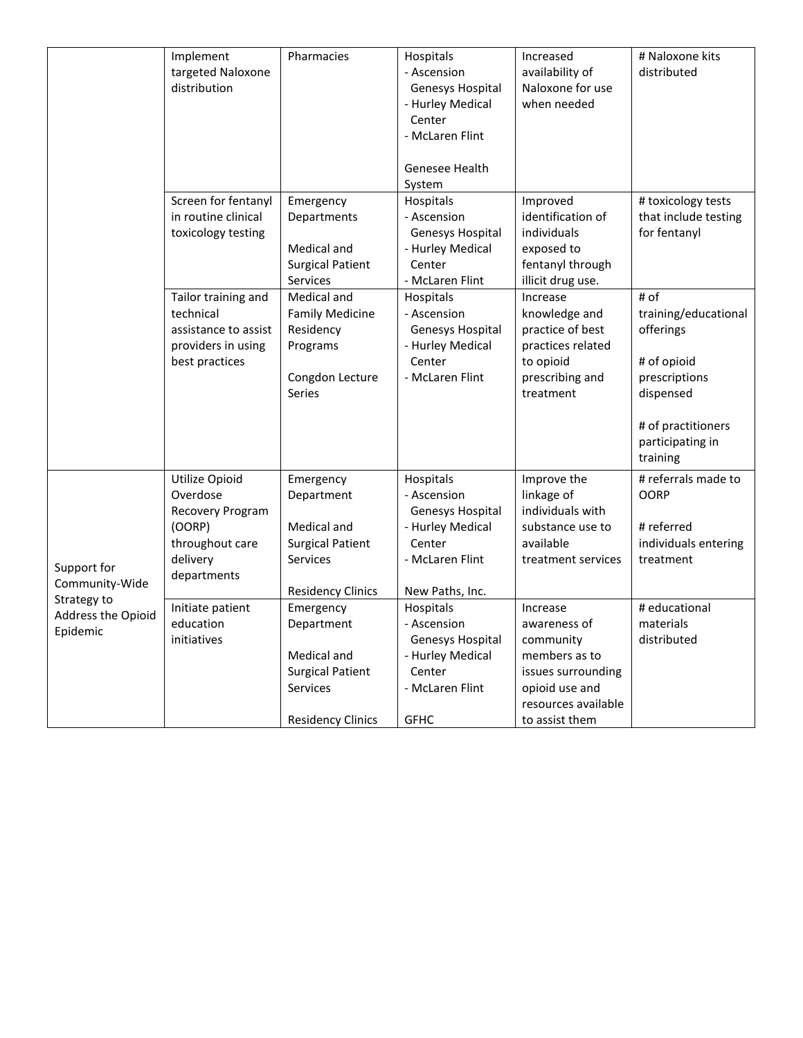| | | | | | |
|---|---|---|---|---|---|
| | Implement targeted Naloxone distribution | Pharmacies | Hospitals<br>- Ascension Genesys Hospital<br>- Hurley Medical Center<br>- McLaren Flint<br><br>Genesee Health System | Increased availability of Naloxone for use when needed | # Naloxone kits distributed |
| | Screen for fentanyl in routine clinical toxicology testing | Emergency Departments<br><br>Medical and Surgical Patient Services | Hospitals<br>- Ascension Genesys Hospital<br>- Hurley Medical Center<br>- McLaren Flint | Improved identification of individuals exposed to fentanyl through illicit drug use. | # toxicology tests that include testing for fentanyl |
| | Tailor training and technical assistance to assist providers in using best practices | Medical and Family Medicine Residency Programs<br><br>Congdon Lecture Series | Hospitals<br>- Ascension Genesys Hospital<br>- Hurley Medical Center<br>- McLaren Flint | Increase knowledge and practice of best practices related to opioid prescribing and treatment | # of training/educational offerings<br><br># of opioid prescriptions dispensed<br><br># of practitioners participating in training |
| Support for Community-Wide Strategy to Address the Opioid Epidemic | Utilize Opioid Overdose Recovery Program (OORP) throughout care delivery departments | Emergency Department<br><br>Medical and Surgical Patient Services<br><br>Residency Clinics | Hospitals<br>- Ascension Genesys Hospital<br>- Hurley Medical Center<br>- McLaren Flint<br><br>New Paths, Inc. | Improve the linkage of individuals with substance use to available treatment services | # referrals made to OORP<br><br># referred individuals entering treatment |
| | Initiate patient education initiatives | Emergency Department<br><br>Medical and Surgical Patient Services<br><br>Residency Clinics | Hospitals<br>- Ascension Genesys Hospital<br>- Hurley Medical Center<br>- McLaren Flint<br><br>GFHC | Increase awareness of community members as to issues surrounding opioid use and resources available to assist them | # educational materials distributed |